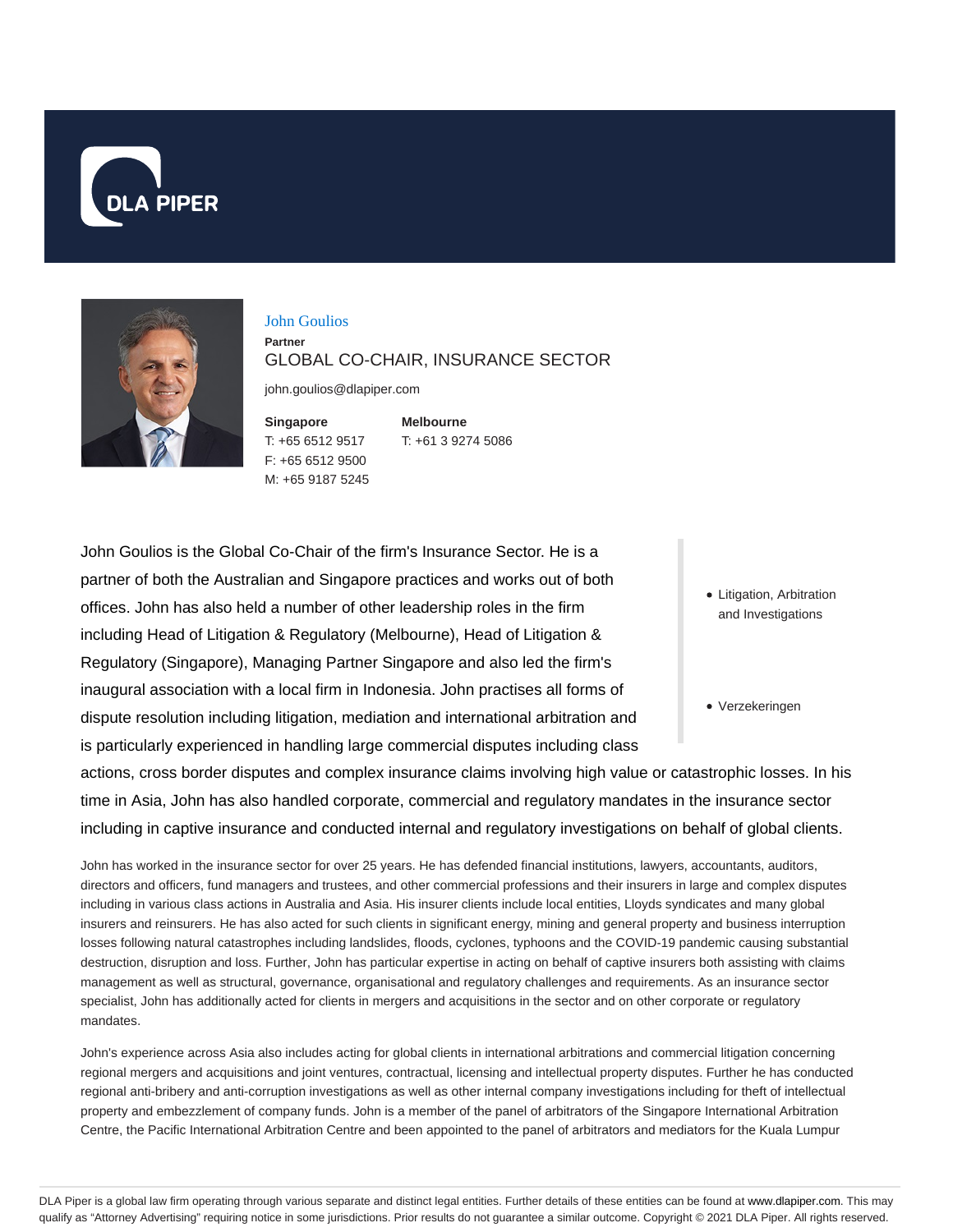# John Goulios

**Partner**

GLOBAL CO-CHAIR, INSURANCE SECTOR

john.goulios@dlapiper.com

**Singapore**
T: +65 6512 9517
F: +65 6512 9500
M: +65 9187 5245

**Melbourne**
T: +61 3 9274 5086

- Litigation, Arbitration and Investigations
- Verzekeringen

John Goulios is the Global Co-Chair of the firm's Insurance Sector. He is a partner of both the Australian and Singapore practices and works out of both offices. John has also held a number of other leadership roles in the firm including Head of Litigation & Regulatory (Melbourne), Head of Litigation & Regulatory (Singapore), Managing Partner Singapore and also led the firm's inaugural association with a local firm in Indonesia. John practises all forms of dispute resolution including litigation, mediation and international arbitration and is particularly experienced in handling large commercial disputes including class actions, cross border disputes and complex insurance claims involving high value or catastrophic losses. In his time in Asia, John has also handled corporate, commercial and regulatory mandates in the insurance sector including in captive insurance and conducted internal and regulatory investigations on behalf of global clients.

John has worked in the insurance sector for over 25 years. He has defended financial institutions, lawyers, accountants, auditors, directors and officers, fund managers and trustees, and other commercial professions and their insurers in large and complex disputes including in various class actions in Australia and Asia. His insurer clients include local entities, Lloyds syndicates and many global insurers and reinsurers. He has also acted for such clients in significant energy, mining and general property and business interruption losses following natural catastrophes including landslides, floods, cyclones, typhoons and the COVID-19 pandemic causing substantial destruction, disruption and loss. Further, John has particular expertise in acting on behalf of captive insurers both assisting with claims management as well as structural, governance, organisational and regulatory challenges and requirements. As an insurance sector specialist, John has additionally acted for clients in mergers and acquisitions in the sector and on other corporate or regulatory mandates.

John's experience across Asia also includes acting for global clients in international arbitrations and commercial litigation concerning regional mergers and acquisitions and joint ventures, contractual, licensing and intellectual property disputes. Further he has conducted regional anti-bribery and anti-corruption investigations as well as other internal company investigations including for theft of intellectual property and embezzlement of company funds. John is a member of the panel of arbitrators of the Singapore International Arbitration Centre, the Pacific International Arbitration Centre and been appointed to the panel of arbitrators and mediators for the Kuala Lumpur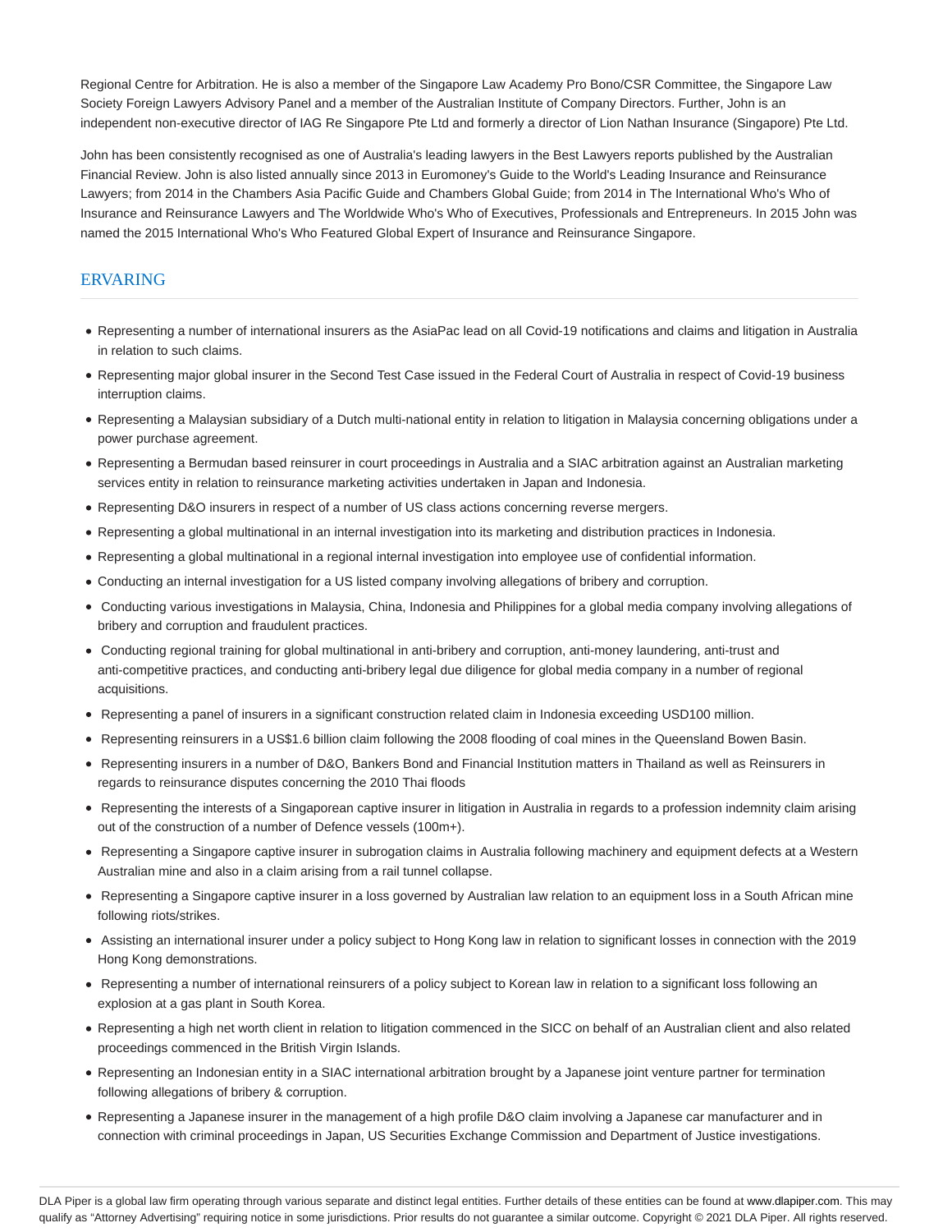Regional Centre for Arbitration. He is also a member of the Singapore Law Academy Pro Bono/CSR Committee, the Singapore Law Society Foreign Lawyers Advisory Panel and a member of the Australian Institute of Company Directors. Further, John is an independent non-executive director of IAG Re Singapore Pte Ltd and formerly a director of Lion Nathan Insurance (Singapore) Pte Ltd.

John has been consistently recognised as one of Australia's leading lawyers in the Best Lawyers reports published by the Australian Financial Review. John is also listed annually since 2013 in Euromoney's Guide to the World's Leading Insurance and Reinsurance Lawyers; from 2014 in the Chambers Asia Pacific Guide and Chambers Global Guide; from 2014 in The International Who's Who of Insurance and Reinsurance Lawyers and The Worldwide Who's Who of Executives, Professionals and Entrepreneurs. In 2015 John was named the 2015 International Who's Who Featured Global Expert of Insurance and Reinsurance Singapore.

## ERVARING

- Representing a number of international insurers as the AsiaPac lead on all Covid-19 notifications and claims and litigation in Australia in relation to such claims.
- Representing major global insurer in the Second Test Case issued in the Federal Court of Australia in respect of Covid-19 business interruption claims.
- Representing a Malaysian subsidiary of a Dutch multi-national entity in relation to litigation in Malaysia concerning obligations under a power purchase agreement.
- Representing a Bermudan based reinsurer in court proceedings in Australia and a SIAC arbitration against an Australian marketing services entity in relation to reinsurance marketing activities undertaken in Japan and Indonesia.
- Representing D&O insurers in respect of a number of US class actions concerning reverse mergers.
- Representing a global multinational in an internal investigation into its marketing and distribution practices in Indonesia.
- Representing a global multinational in a regional internal investigation into employee use of confidential information.
- Conducting an internal investigation for a US listed company involving allegations of bribery and corruption.
- Conducting various investigations in Malaysia, China, Indonesia and Philippines for a global media company involving allegations of bribery and corruption and fraudulent practices.
- Conducting regional training for global multinational in anti-bribery and corruption, anti-money laundering, anti-trust and anti-competitive practices, and conducting anti-bribery legal due diligence for global media company in a number of regional acquisitions.
- Representing a panel of insurers in a significant construction related claim in Indonesia exceeding USD100 million.
- Representing reinsurers in a US$1.6 billion claim following the 2008 flooding of coal mines in the Queensland Bowen Basin.
- Representing insurers in a number of D&O, Bankers Bond and Financial Institution matters in Thailand as well as Reinsurers in regards to reinsurance disputes concerning the 2010 Thai floods
- Representing the interests of a Singaporean captive insurer in litigation in Australia in regards to a profession indemnity claim arising out of the construction of a number of Defence vessels (100m+).
- Representing a Singapore captive insurer in subrogation claims in Australia following machinery and equipment defects at a Western Australian mine and also in a claim arising from a rail tunnel collapse.
- Representing a Singapore captive insurer in a loss governed by Australian law relation to an equipment loss in a South African mine following riots/strikes.
- Assisting an international insurer under a policy subject to Hong Kong law in relation to significant losses in connection with the 2019 Hong Kong demonstrations.
- Representing a number of international reinsurers of a policy subject to Korean law in relation to a significant loss following an explosion at a gas plant in South Korea.
- Representing a high net worth client in relation to litigation commenced in the SICC on behalf of an Australian client and also related proceedings commenced in the British Virgin Islands.
- Representing an Indonesian entity in a SIAC international arbitration brought by a Japanese joint venture partner for termination following allegations of bribery & corruption.
- Representing a Japanese insurer in the management of a high profile D&O claim involving a Japanese car manufacturer and in connection with criminal proceedings in Japan, US Securities Exchange Commission and Department of Justice investigations.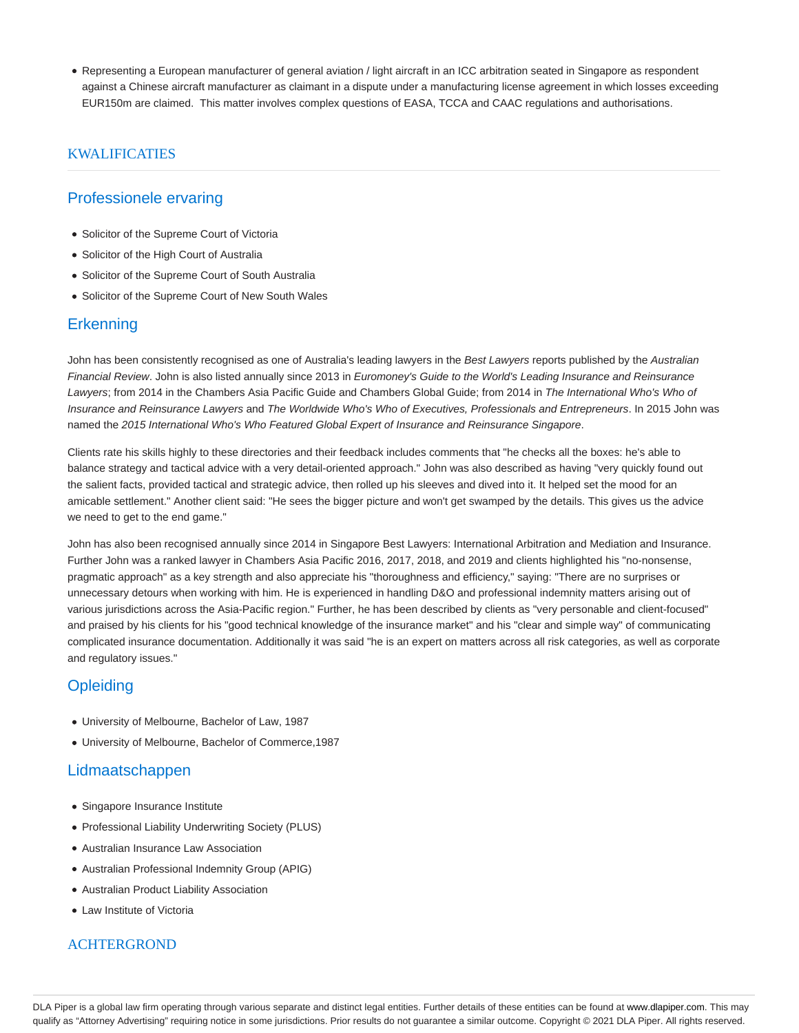- Representing a European manufacturer of general aviation / light aircraft in an ICC arbitration seated in Singapore as respondent against a Chinese aircraft manufacturer as claimant in a dispute under a manufacturing license agreement in which losses exceeding EUR150m are claimed. This matter involves complex questions of EASA, TCCA and CAAC regulations and authorisations.

## KWALIFICATIES

### Professionele ervaring

- Solicitor of the Supreme Court of Victoria
- Solicitor of the High Court of Australia
- Solicitor of the Supreme Court of South Australia
- Solicitor of the Supreme Court of New South Wales

### Erkenning

John has been consistently recognised as one of Australia's leading lawyers in the *Best Lawyers* reports published by the *Australian Financial Review*. John is also listed annually since 2013 in *Euromoney's Guide to the World's Leading Insurance and Reinsurance Lawyers*; from 2014 in the Chambers Asia Pacific Guide and Chambers Global Guide; from 2014 in *The International Who's Who of Insurance and Reinsurance Lawyers* and *The Worldwide Who's Who of Executives, Professionals and Entrepreneurs*. In 2015 John was named the *2015 International Who's Who Featured Global Expert of Insurance and Reinsurance Singapore*.

Clients rate his skills highly to these directories and their feedback includes comments that "he checks all the boxes: he's able to balance strategy and tactical advice with a very detail-oriented approach." John was also described as having "very quickly found out the salient facts, provided tactical and strategic advice, then rolled up his sleeves and dived into it. It helped set the mood for an amicable settlement." Another client said: "He sees the bigger picture and won't get swamped by the details. This gives us the advice we need to get to the end game."

John has also been recognised annually since 2014 in Singapore Best Lawyers: International Arbitration and Mediation and Insurance. Further John was a ranked lawyer in Chambers Asia Pacific 2016, 2017, 2018, and 2019 and clients highlighted his "no-nonsense, pragmatic approach" as a key strength and also appreciate his "thoroughness and efficiency," saying: "There are no surprises or unnecessary detours when working with him. He is experienced in handling D&O and professional indemnity matters arising out of various jurisdictions across the Asia-Pacific region." Further, he has been described by clients as "very personable and client-focused" and praised by his clients for his "good technical knowledge of the insurance market" and his "clear and simple way" of communicating complicated insurance documentation. Additionally it was said "he is an expert on matters across all risk categories, as well as corporate and regulatory issues."

### Opleiding

- University of Melbourne, Bachelor of Law, 1987
- University of Melbourne, Bachelor of Commerce,1987

### Lidmaatschappen

- Singapore Insurance Institute
- Professional Liability Underwriting Society (PLUS)
- Australian Insurance Law Association
- Australian Professional Indemnity Group (APIG)
- Australian Product Liability Association
- Law Institute of Victoria

## ACHTERGROND

DLA Piper is a global law firm operating through various separate and distinct legal entities. Further details of these entities can be found at www.dlapiper.com. This may qualify as “Attorney Advertising” requiring notice in some jurisdictions. Prior results do not guarantee a similar outcome. Copyright © 2021 DLA Piper. All rights reserved.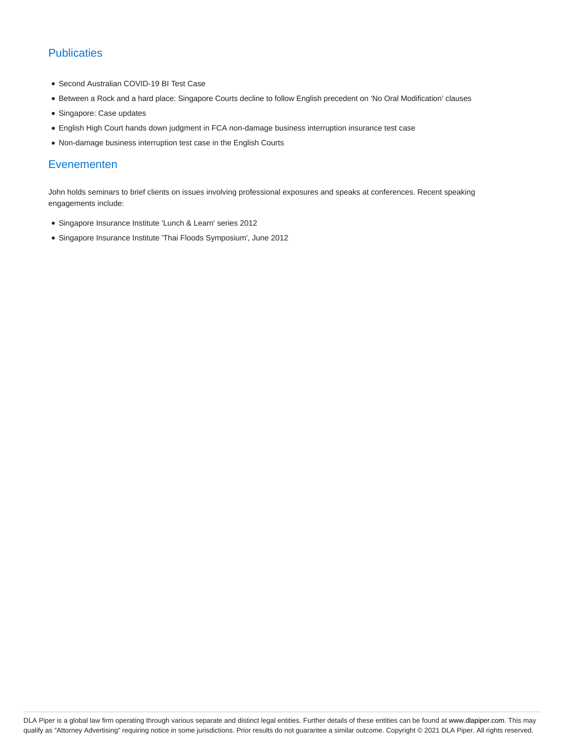## Publicaties

- Second Australian COVID-19 BI Test Case
- Between a Rock and a hard place: Singapore Courts decline to follow English precedent on ‘No Oral Modification’ clauses
- Singapore: Case updates
- English High Court hands down judgment in FCA non-damage business interruption insurance test case
- Non-damage business interruption test case in the English Courts

## Evenementen

John holds seminars to brief clients on issues involving professional exposures and speaks at conferences. Recent speaking engagements include:

- Singapore Insurance Institute 'Lunch & Learn' series 2012
- Singapore Insurance Institute 'Thai Floods Symposium', June 2012